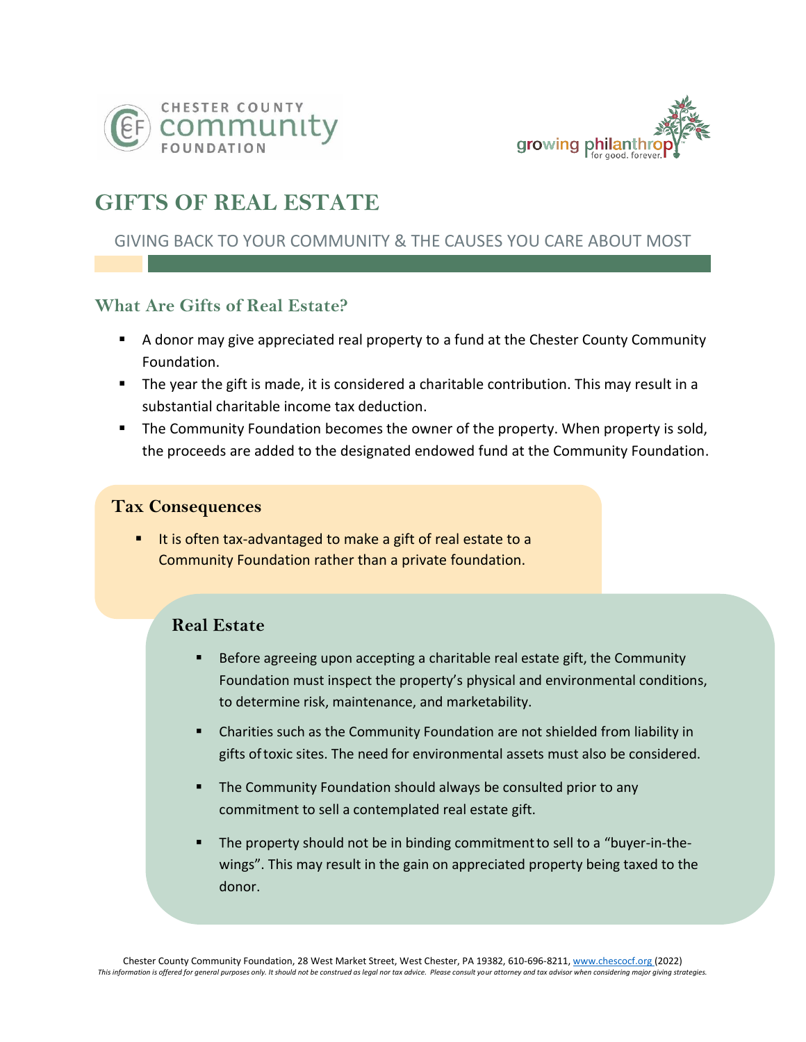CHESTER COUNTY community FOUNDATION

growing philanthropy for good. forever.

# GIFTS OF REAL ESTATE

GIVING BACK TO YOUR COMMUNITY & THE CAUSES YOU CARE ABOUT MOST

## What Are Gifts of Real Estate?

- A donor may give appreciated real property to a fund at the Chester County Community Foundation.
- The year the gift is made, it is considered a charitable contribution. This may result in a substantial charitable income tax deduction.
- The Community Foundation becomes the owner of the property. When property is sold, the proceeds are added to the designated endowed fund at the Community Foundation.

## Tax Consequences

- It is often tax-advantaged to make a gift of real estate to a Community Foundation rather than a private foundation.

## Real Estate

- Before agreeing upon accepting a charitable real estate gift, the Community Foundation must inspect the property's physical and environmental conditions, to determine risk, maintenance, and marketability.
- Charities such as the Community Foundation are not shielded from liability in gifts of toxic sites. The need for environmental assets must also be considered.
- The Community Foundation should always be consulted prior to any commitment to sell a contemplated real estate gift.
- The property should not be in binding commitment to sell to a "buyer-in-the-wings". This may result in the gain on appreciated property being taxed to the donor.

Chester County Community Foundation, 28 West Market Street, West Chester, PA 19382, 610-696-8211, www.chescocf.org (2022)

*This information is offered for general purposes only. It should not be construed as legal nor tax advice. Please consult your attorney and tax advisor when considering major giving strategies.*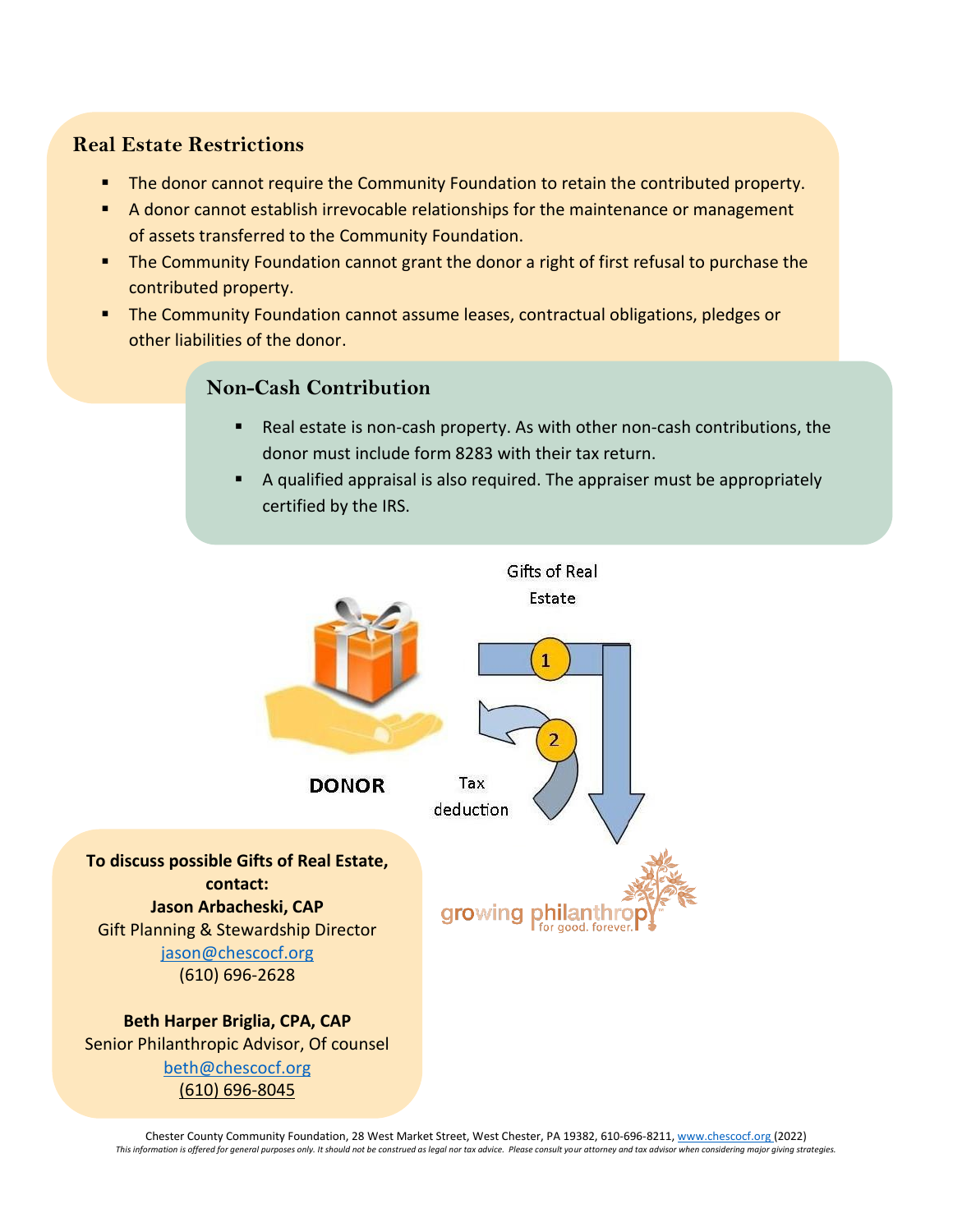## Real Estate Restrictions

- The donor cannot require the Community Foundation to retain the contributed property.
- A donor cannot establish irrevocable relationships for the maintenance or management of assets transferred to the Community Foundation.
- The Community Foundation cannot grant the donor a right of first refusal to purchase the contributed property.
- The Community Foundation cannot assume leases, contractual obligations, pledges or other liabilities of the donor.

## Non-Cash Contribution

- Real estate is non-cash property. As with other non-cash contributions, the donor must include form 8283 with their tax return.
- A qualified appraisal is also required. The appraiser must be appropriately certified by the IRS.

Gifts of Real Estate

1

2

DONOR

Tax deduction

growing philanthropy for good. forever.

**To discuss possible Gifts of Real Estate, contact:**

**Jason Arbacheski, CAP**
Gift Planning & Stewardship Director
jason@chescocf.org
(610) 696-2628

**Beth Harper Briglia, CPA, CAP**
Senior Philanthropic Advisor, Of counsel
beth@chescocf.org
(610) 696-8045

Chester County Community Foundation, 28 West Market Street, West Chester, PA 19382, 610-696-8211, www.chescocf.org (2022)

*This information is offered for general purposes only. It should not be construed as legal nor tax advice. Please consult your attorney and tax advisor when considering major giving strategies.*